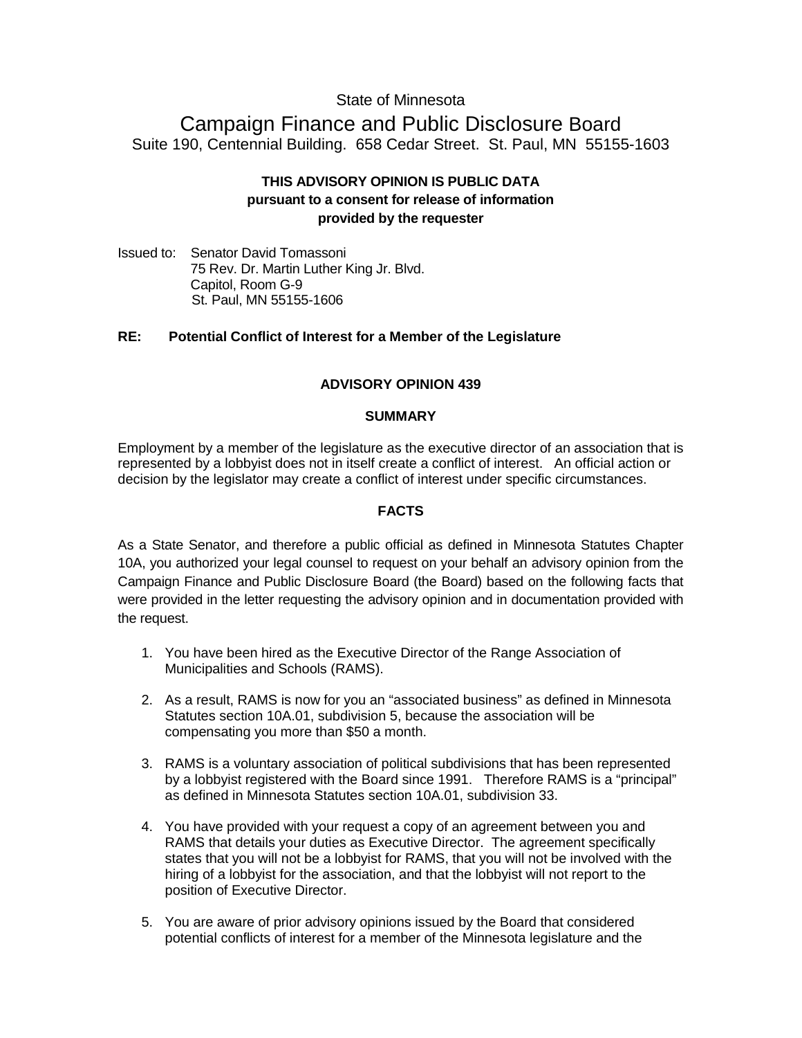State of Minnesota

# Campaign Finance and Public Disclosure Board

Suite 190, Centennial Building. 658 Cedar Street. St. Paul, MN 55155-1603

**THIS ADVISORY OPINION IS PUBLIC DATA**
**pursuant to a consent for release of information**
**provided by the requester**

Issued to: Senator David Tomassoni
75 Rev. Dr. Martin Luther King Jr. Blvd.
Capitol, Room G-9
St. Paul, MN 55155-1606

**RE: Potential Conflict of Interest for a Member of the Legislature**

## ADVISORY OPINION 439

### SUMMARY

Employment by a member of the legislature as the executive director of an association that is represented by a lobbyist does not in itself create a conflict of interest. An official action or decision by the legislator may create a conflict of interest under specific circumstances.

### FACTS

As a State Senator, and therefore a public official as defined in Minnesota Statutes Chapter 10A, you authorized your legal counsel to request on your behalf an advisory opinion from the Campaign Finance and Public Disclosure Board (the Board) based on the following facts that were provided in the letter requesting the advisory opinion and in documentation provided with the request.

1. You have been hired as the Executive Director of the Range Association of Municipalities and Schools (RAMS).
2. As a result, RAMS is now for you an "associated business" as defined in Minnesota Statutes section 10A.01, subdivision 5, because the association will be compensating you more than $50 a month.
3. RAMS is a voluntary association of political subdivisions that has been represented by a lobbyist registered with the Board since 1991. Therefore RAMS is a "principal" as defined in Minnesota Statutes section 10A.01, subdivision 33.
4. You have provided with your request a copy of an agreement between you and RAMS that details your duties as Executive Director. The agreement specifically states that you will not be a lobbyist for RAMS, that you will not be involved with the hiring of a lobbyist for the association, and that the lobbyist will not report to the position of Executive Director.
5. You are aware of prior advisory opinions issued by the Board that considered potential conflicts of interest for a member of the Minnesota legislature and the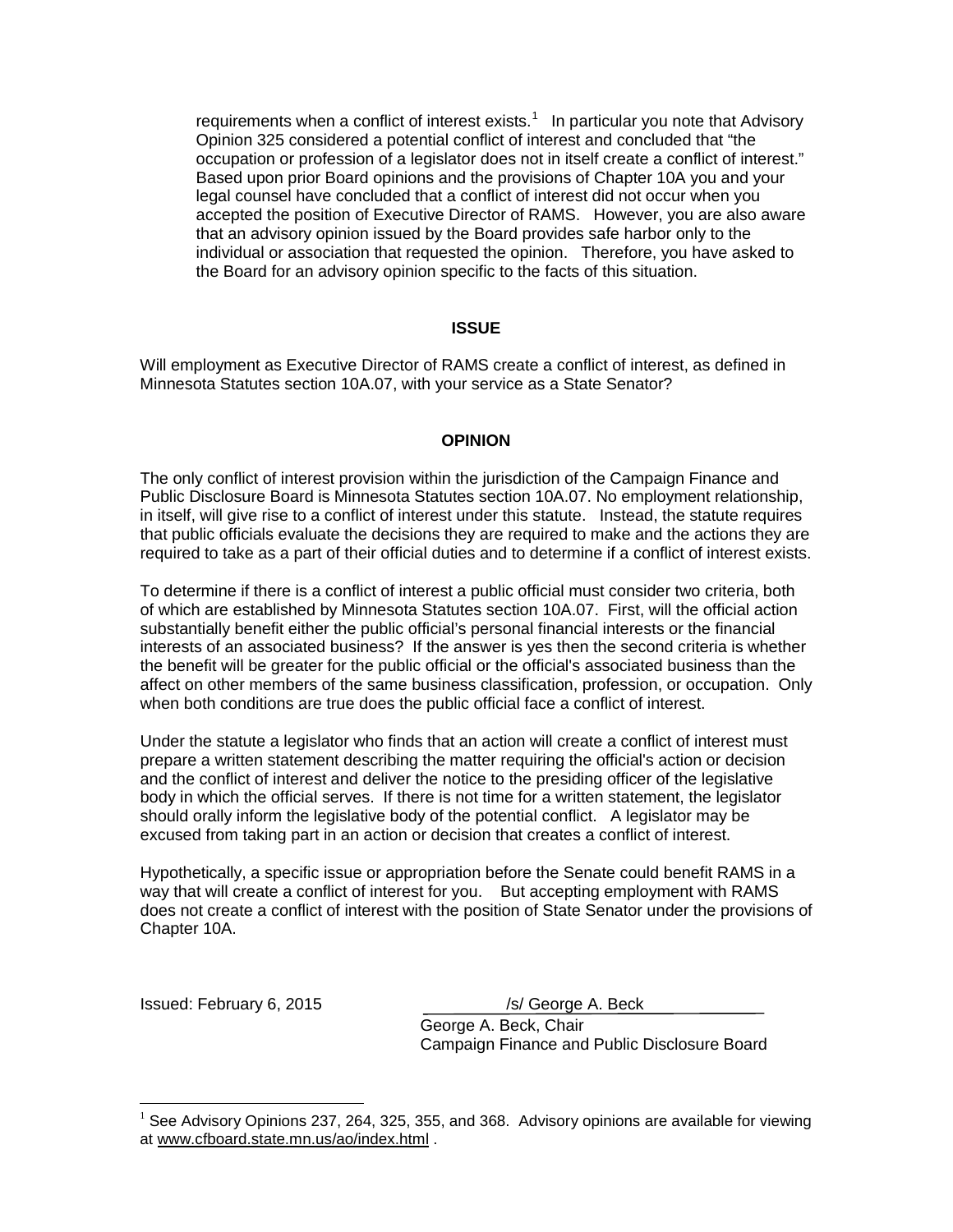requirements when a conflict of interest exists.[1] In particular you note that Advisory Opinion 325 considered a potential conflict of interest and concluded that "the occupation or profession of a legislator does not in itself create a conflict of interest." Based upon prior Board opinions and the provisions of Chapter 10A you and your legal counsel have concluded that a conflict of interest did not occur when you accepted the position of Executive Director of RAMS. However, you are also aware that an advisory opinion issued by the Board provides safe harbor only to the individual or association that requested the opinion. Therefore, you have asked to the Board for an advisory opinion specific to the facts of this situation.

**ISSUE**

Will employment as Executive Director of RAMS create a conflict of interest, as defined in Minnesota Statutes section 10A.07, with your service as a State Senator?

**OPINION**

The only conflict of interest provision within the jurisdiction of the Campaign Finance and Public Disclosure Board is Minnesota Statutes section 10A.07. No employment relationship, in itself, will give rise to a conflict of interest under this statute. Instead, the statute requires that public officials evaluate the decisions they are required to make and the actions they are required to take as a part of their official duties and to determine if a conflict of interest exists.

To determine if there is a conflict of interest a public official must consider two criteria, both of which are established by Minnesota Statutes section 10A.07. First, will the official action substantially benefit either the public official's personal financial interests or the financial interests of an associated business? If the answer is yes then the second criteria is whether the benefit will be greater for the public official or the official's associated business than the affect on other members of the same business classification, profession, or occupation. Only when both conditions are true does the public official face a conflict of interest.

Under the statute a legislator who finds that an action will create a conflict of interest must prepare a written statement describing the matter requiring the official's action or decision and the conflict of interest and deliver the notice to the presiding officer of the legislative body in which the official serves. If there is not time for a written statement, the legislator should orally inform the legislative body of the potential conflict. A legislator may be excused from taking part in an action or decision that creates a conflict of interest.

Hypothetically, a specific issue or appropriation before the Senate could benefit RAMS in a way that will create a conflict of interest for you. But accepting employment with RAMS does not create a conflict of interest with the position of State Senator under the provisions of Chapter 10A.

Issued: February 6, 2015

/s/ George A. Beck
George A. Beck, Chair
Campaign Finance and Public Disclosure Board

[1] See Advisory Opinions 237, 264, 325, 355, and 368. Advisory opinions are available for viewing at www.cfboard.state.mn.us/ao/index.html .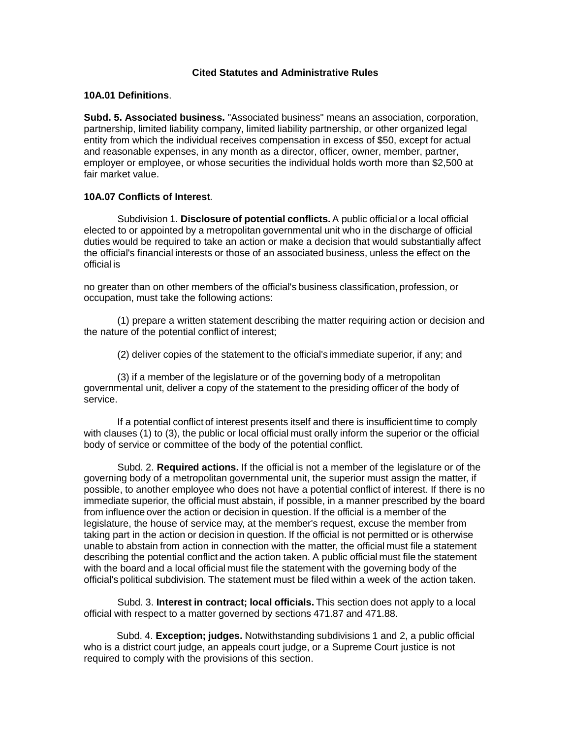**Cited Statutes and Administrative Rules**

**10A.01 Definitions**.

**Subd. 5. Associated business.** "Associated business" means an association, corporation, partnership, limited liability company, limited liability partnership, or other organized legal entity from which the individual receives compensation in excess of $50, except for actual and reasonable expenses, in any month as a director, officer, owner, member, partner, employer or employee, or whose securities the individual holds worth more than $2,500 at fair market value.

**10A.07 Conflicts of Interest**.

Subdivision 1. **Disclosure of potential conflicts.** A public official or a local official elected to or appointed by a metropolitan governmental unit who in the discharge of official duties would be required to take an action or make a decision that would substantially affect the official's financial interests or those of an associated business, unless the effect on the official is

no greater than on other members of the official's business classification, profession, or occupation, must take the following actions:

(1) prepare a written statement describing the matter requiring action or decision and the nature of the potential conflict of interest;

(2) deliver copies of the statement to the official's immediate superior, if any; and

(3) if a member of the legislature or of the governing body of a metropolitan governmental unit, deliver a copy of the statement to the presiding officer of the body of service.

If a potential conflict of interest presents itself and there is insufficient time to comply with clauses (1) to (3), the public or local official must orally inform the superior or the official body of service or committee of the body of the potential conflict.

Subd. 2. **Required actions.** If the official is not a member of the legislature or of the governing body of a metropolitan governmental unit, the superior must assign the matter, if possible, to another employee who does not have a potential conflict of interest. If there is no immediate superior, the official must abstain, if possible, in a manner prescribed by the board from influence over the action or decision in question. If the official is a member of the legislature, the house of service may, at the member's request, excuse the member from taking part in the action or decision in question. If the official is not permitted or is otherwise unable to abstain from action in connection with the matter, the official must file a statement describing the potential conflict and the action taken. A public official must file the statement with the board and a local official must file the statement with the governing body of the official's political subdivision. The statement must be filed within a week of the action taken.

Subd. 3. **Interest in contract; local officials.** This section does not apply to a local official with respect to a matter governed by sections 471.87 and 471.88.

Subd. 4. **Exception; judges.** Notwithstanding subdivisions 1 and 2, a public official who is a district court judge, an appeals court judge, or a Supreme Court justice is not required to comply with the provisions of this section.